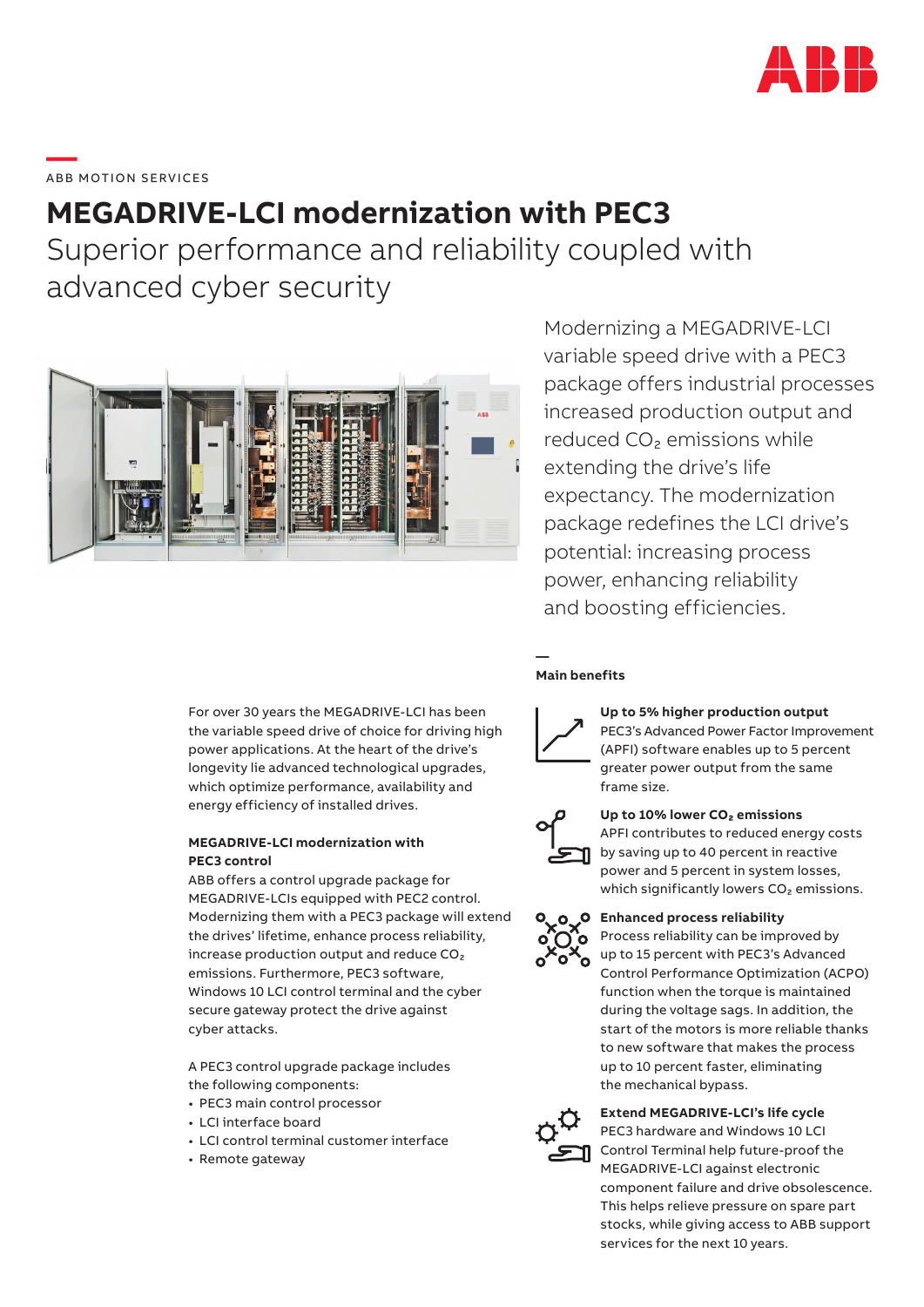ABB MOTION SERVICES

# MEGADRIVE-LCI modernization with PEC3

## Superior performance and reliability coupled with advanced cyber security

Modernizing a MEGADRIVE-LCI variable speed drive with a PEC3 package offers industrial processes increased production output and reduced $CO_2$ emissions while extending the drive's life expectancy. The modernization package redefines the LCI drive's potential: increasing process power, enhancing reliability and boosting efficiencies.

For over 30 years the MEGADRIVE-LCI has been the variable speed drive of choice for driving high power applications. At the heart of the drive's longevity lie advanced technological upgrades, which optimize performance, availability and energy efficiency of installed drives.

**MEGADRIVE-LCI modernization with PEC3 control**

ABB offers a control upgrade package for MEGADRIVE-LCIs equipped with PEC2 control. Modernizing them with a PEC3 package will extend the drives' lifetime, enhance process reliability, increase production output and reduce $CO_2$ emissions. Furthermore, PEC3 software, Windows 10 LCI control terminal and the cyber secure gateway protect the drive against cyber attacks.

A PEC3 control upgrade package includes the following components:

- PEC3 main control processor
- LCI interface board
- LCI control terminal customer interface
- Remote gateway

### Main benefits

**Up to 5% higher production output**
PEC3's Advanced Power Factor Improvement (APFI) software enables up to 5 percent greater power output from the same frame size.

**Up to 10% lower $CO_2$ emissions**
APFI contributes to reduced energy costs by saving up to 40 percent in reactive power and 5 percent in system losses, which significantly lowers $CO_2$ emissions.

**Enhanced process reliability**
Process reliability can be improved by up to 15 percent with PEC3's Advanced Control Performance Optimization (ACPO) function when the torque is maintained during the voltage sags. In addition, the start of the motors is more reliable thanks to new software that makes the process up to 10 percent faster, eliminating the mechanical bypass.

**Extend MEGADRIVE-LCI's life cycle**
PEC3 hardware and Windows 10 LCI Control Terminal help future-proof the MEGADRIVE-LCI against electronic component failure and drive obsolescence. This helps relieve pressure on spare part stocks, while giving access to ABB support services for the next 10 years.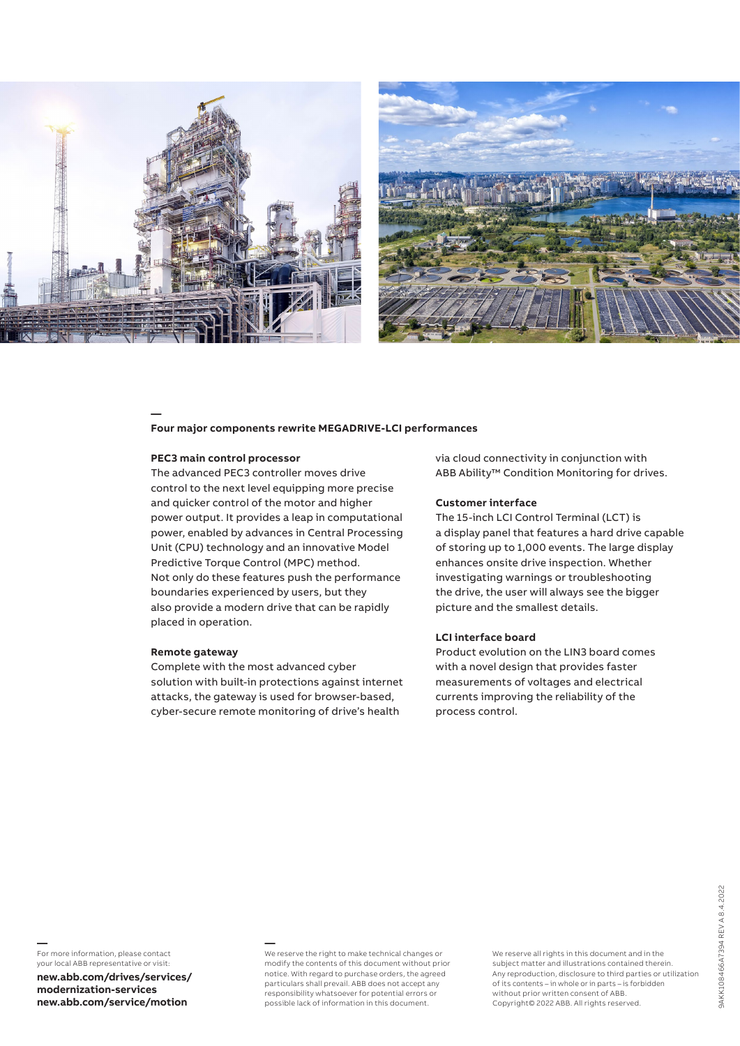## Four major components rewrite MEGADRIVE-LCI performances

### PEC3 main control processor

The advanced PEC3 controller moves drive control to the next level equipping more precise and quicker control of the motor and higher power output. It provides a leap in computational power, enabled by advances in Central Processing Unit (CPU) technology and an innovative Model Predictive Torque Control (MPC) method. Not only do these features push the performance boundaries experienced by users, but they also provide a modern drive that can be rapidly placed in operation.

### Remote gateway

Complete with the most advanced cyber solution with built-in protections against internet attacks, the gateway is used for browser-based, cyber-secure remote monitoring of drive's health via cloud connectivity in conjunction with ABB Ability™ Condition Monitoring for drives.

### Customer interface

The 15-inch LCI Control Terminal (LCT) is a display panel that features a hard drive capable of storing up to 1,000 events. The large display enhances onsite drive inspection. Whether investigating warnings or troubleshooting the drive, the user will always see the bigger picture and the smallest details.

### LCI interface board

Product evolution on the LIN3 board comes with a novel design that provides faster measurements of voltages and electrical currents improving the reliability of the process control.

---

For more information, please contact your local ABB representative or visit:

**new.abb.com/drives/services/modernization-services**
**new.abb.com/service/motion**

We reserve the right to make technical changes or modify the contents of this document without prior notice. With regard to purchase orders, the agreed particulars shall prevail. ABB does not accept any responsibility whatsoever for potential errors or possible lack of information in this document.

We reserve all rights in this document and in the subject matter and illustrations contained therein. Any reproduction, disclosure to third parties or utilization of its contents – in whole or in parts – is forbidden without prior written consent of ABB.
Copyright© 2022 ABB. All rights reserved.

9AKK108466A7394 REV A 8.4.2022